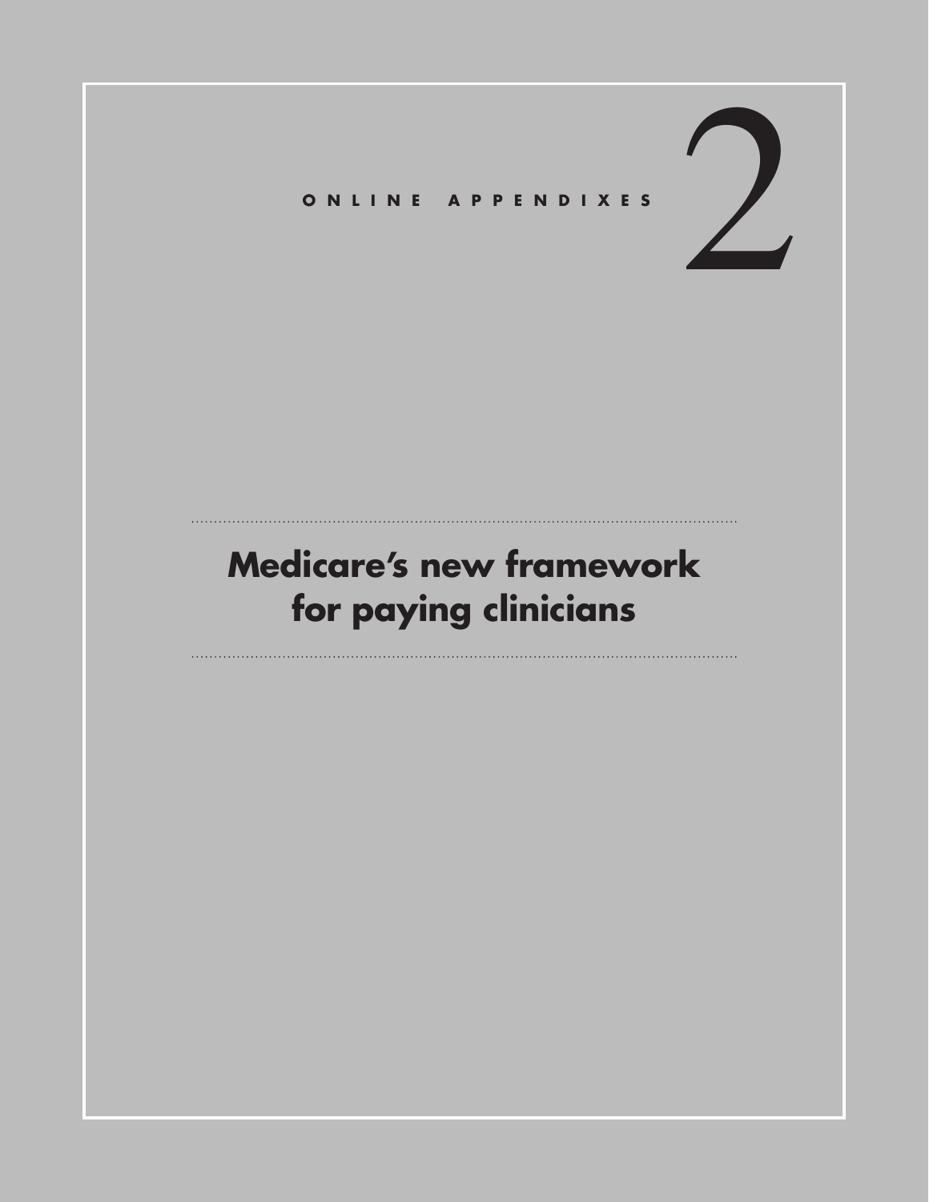ONLINE APPENDIXES

# 2

# Medicare's new framework for paying clinicians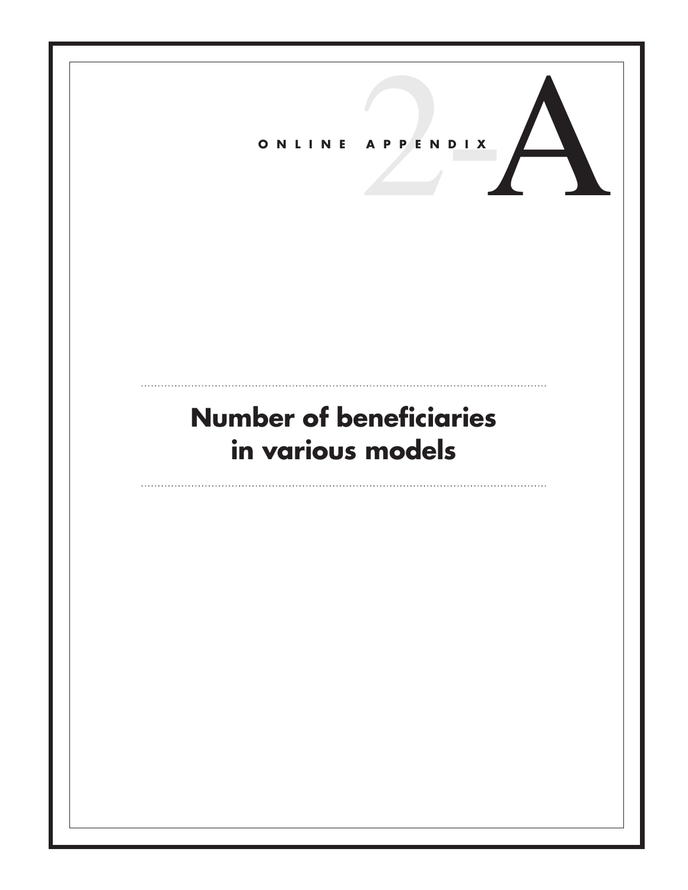# ONLINE APPENDIX 2-A

## Number of beneficiaries in various models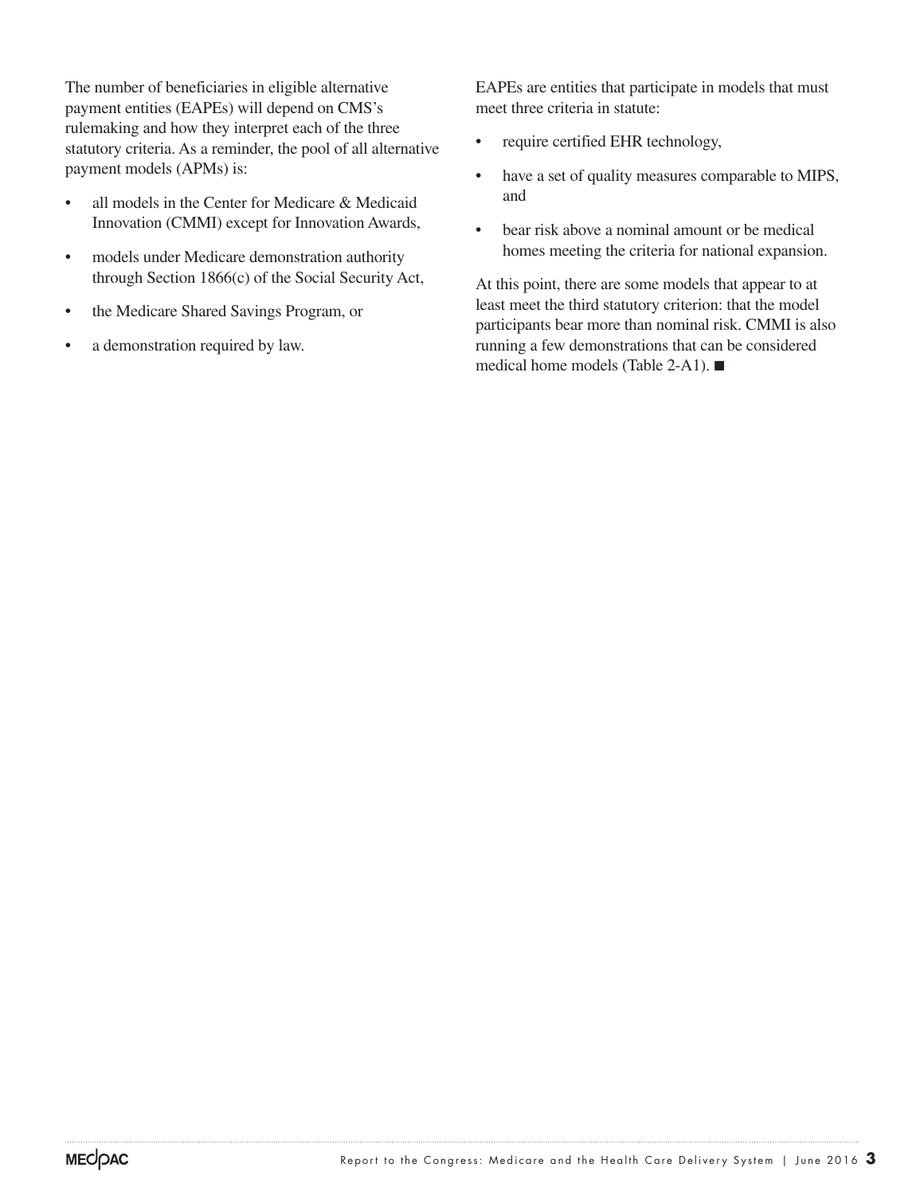The number of beneficiaries in eligible alternative payment entities (EAPEs) will depend on CMS's rulemaking and how they interpret each of the three statutory criteria. As a reminder, the pool of all alternative payment models (APMs) is:

- all models in the Center for Medicare & Medicaid Innovation (CMMI) except for Innovation Awards,
- models under Medicare demonstration authority through Section 1866(c) of the Social Security Act,
- the Medicare Shared Savings Program, or
- a demonstration required by law.

EAPEs are entities that participate in models that must meet three criteria in statute:

- require certified EHR technology,
- have a set of quality measures comparable to MIPS, and
- bear risk above a nominal amount or be medical homes meeting the criteria for national expansion.

At this point, there are some models that appear to at least meet the third statutory criterion: that the model participants bear more than nominal risk. CMMI is also running a few demonstrations that can be considered medical home models (Table 2-A1). ■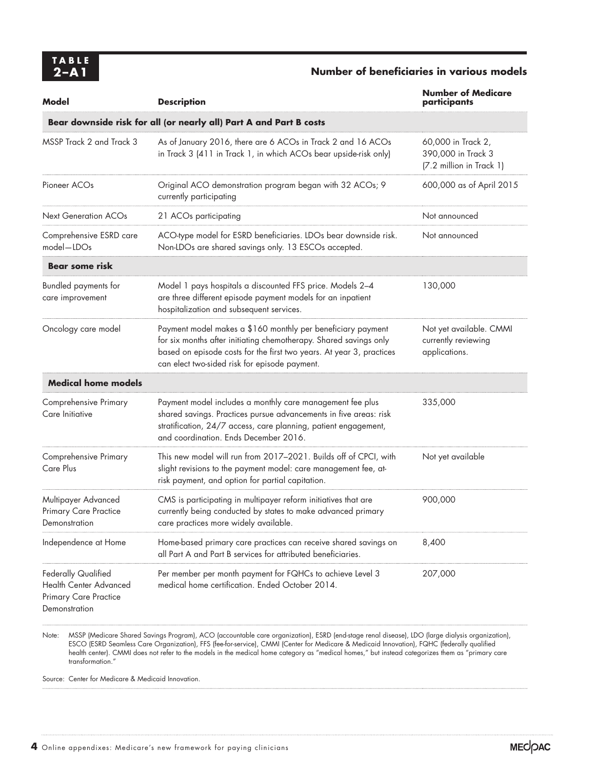**TABLE 2–A1**

**Number of beneficiaries in various models**

| Model | Description | Number of Medicare participants |
|---|---|---|
| **Bear downside risk for all (or nearly all) Part A and Part B costs** | | |
| MSSP Track 2 and Track 3 | As of January 2016, there are 6 ACOs in Track 2 and 16 ACOs in Track 3 (411 in Track 1, in which ACOs bear upside-risk only) | 60,000 in Track 2, 390,000 in Track 3 (7.2 million in Track 1) |
| Pioneer ACOs | Original ACO demonstration program began with 32 ACOs; 9 currently participating | 600,000 as of April 2015 |
| Next Generation ACOs | 21 ACOs participating | Not announced |
| Comprehensive ESRD care model—LDOs | ACO-type model for ESRD beneficiaries. LDOs bear downside risk. Non-LDOs are shared savings only. 13 ESCOs accepted. | Not announced |
| **Bear some risk** | | |
| Bundled payments for care improvement | Model 1 pays hospitals a discounted FFS price. Models 2–4 are three different episode payment models for an inpatient hospitalization and subsequent services. | 130,000 |
| Oncology care model | Payment model makes a $160 monthly per beneficiary payment for six months after initiating chemotherapy. Shared savings only based on episode costs for the first two years. At year 3, practices can elect two-sided risk for episode payment. | Not yet available. CMMI currently reviewing applications. |
| **Medical home models** | | |
| Comprehensive Primary Care Initiative | Payment model includes a monthly care management fee plus shared savings. Practices pursue advancements in five areas: risk stratification, 24/7 access, care planning, patient engagement, and coordination. Ends December 2016. | 335,000 |
| Comprehensive Primary Care Plus | This new model will run from 2017–2021. Builds off of CPCI, with slight revisions to the payment model: care management fee, at-risk payment, and option for partial capitation. | Not yet available |
| Multipayer Advanced Primary Care Practice Demonstration | CMS is participating in multipayer reform initiatives that are currently being conducted by states to make advanced primary care practices more widely available. | 900,000 |
| Independence at Home | Home-based primary care practices can receive shared savings on all Part A and Part B services for attributed beneficiaries. | 8,400 |
| Federally Qualified Health Center Advanced Primary Care Practice Demonstration | Per member per month payment for FQHCs to achieve Level 3 medical home certification. Ended October 2014. | 207,000 |

Note: MSSP (Medicare Shared Savings Program), ACO (accountable care organization), ESRD (end-stage renal disease), LDO (large dialysis organization), ESCO (ESRD Seamless Care Organization), FFS (fee-for-service), CMMI (Center for Medicare & Medicaid Innovation), FQHC (federally qualified health center). CMMI does not refer to the models in the medical home category as "medical homes," but instead categorizes them as "primary care transformation."

Source: Center for Medicare & Medicaid Innovation.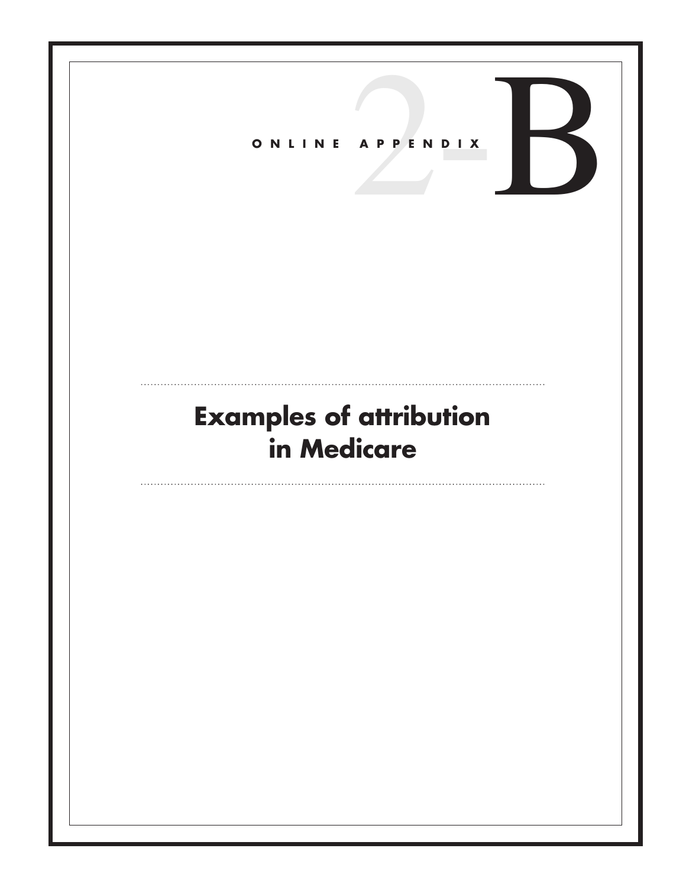ONLINE APPENDIX 2-B

# Examples of attribution in Medicare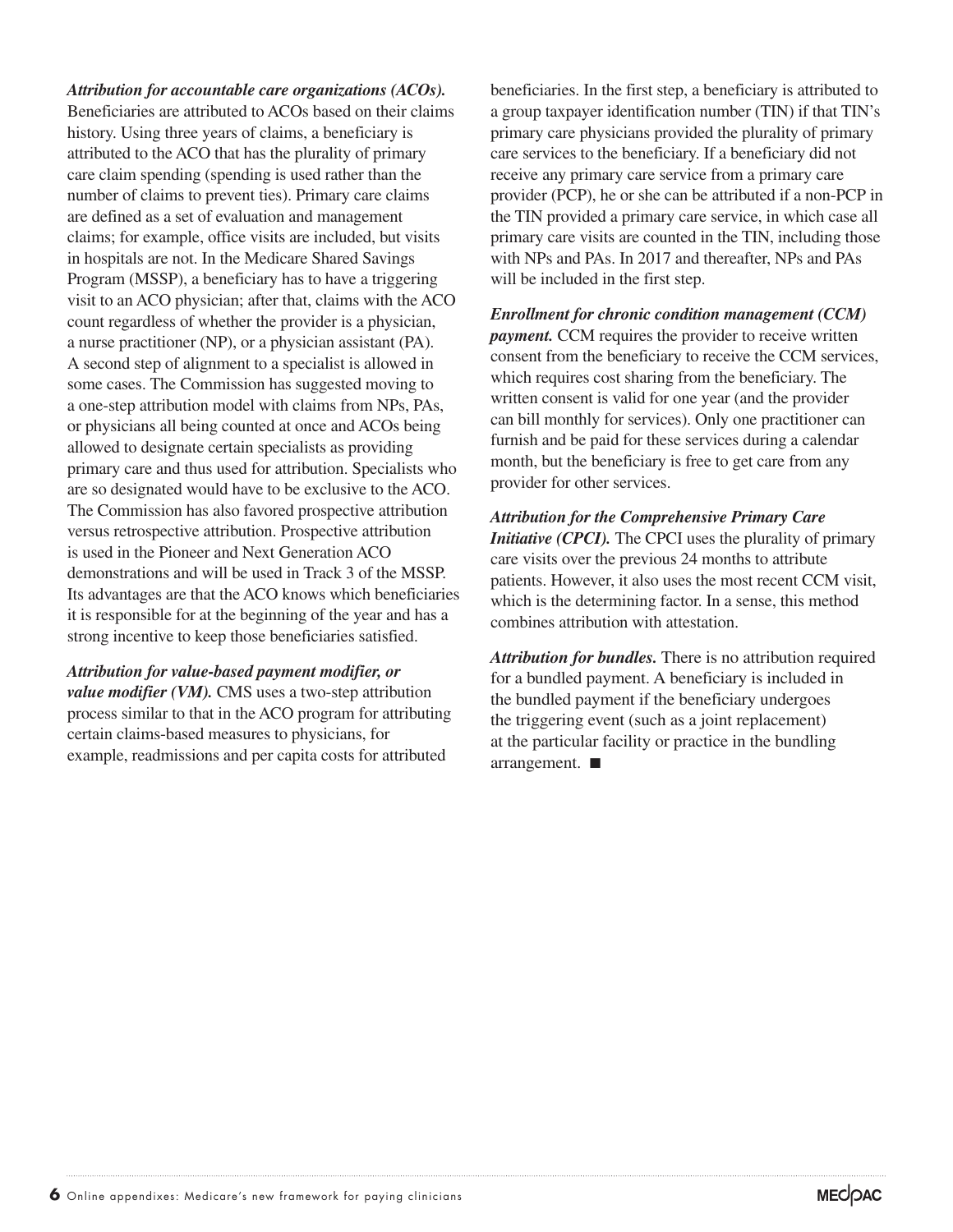***Attribution for accountable care organizations (ACOs).*** Beneficiaries are attributed to ACOs based on their claims history. Using three years of claims, a beneficiary is attributed to the ACO that has the plurality of primary care claim spending (spending is used rather than the number of claims to prevent ties). Primary care claims are defined as a set of evaluation and management claims; for example, office visits are included, but visits in hospitals are not. In the Medicare Shared Savings Program (MSSP), a beneficiary has to have a triggering visit to an ACO physician; after that, claims with the ACO count regardless of whether the provider is a physician, a nurse practitioner (NP), or a physician assistant (PA). A second step of alignment to a specialist is allowed in some cases. The Commission has suggested moving to a one-step attribution model with claims from NPs, PAs, or physicians all being counted at once and ACOs being allowed to designate certain specialists as providing primary care and thus used for attribution. Specialists who are so designated would have to be exclusive to the ACO. The Commission has also favored prospective attribution versus retrospective attribution. Prospective attribution is used in the Pioneer and Next Generation ACO demonstrations and will be used in Track 3 of the MSSP. Its advantages are that the ACO knows which beneficiaries it is responsible for at the beginning of the year and has a strong incentive to keep those beneficiaries satisfied.

***Attribution for value-based payment modifier, or value modifier (VM).*** CMS uses a two-step attribution process similar to that in the ACO program for attributing certain claims-based measures to physicians, for example, readmissions and per capita costs for attributed beneficiaries. In the first step, a beneficiary is attributed to a group taxpayer identification number (TIN) if that TIN's primary care physicians provided the plurality of primary care services to the beneficiary. If a beneficiary did not receive any primary care service from a primary care provider (PCP), he or she can be attributed if a non-PCP in the TIN provided a primary care service, in which case all primary care visits are counted in the TIN, including those with NPs and PAs. In 2017 and thereafter, NPs and PAs will be included in the first step.

***Enrollment for chronic condition management (CCM) payment.*** CCM requires the provider to receive written consent from the beneficiary to receive the CCM services, which requires cost sharing from the beneficiary. The written consent is valid for one year (and the provider can bill monthly for services). Only one practitioner can furnish and be paid for these services during a calendar month, but the beneficiary is free to get care from any provider for other services.

***Attribution for the Comprehensive Primary Care Initiative (CPCI).*** The CPCI uses the plurality of primary care visits over the previous 24 months to attribute patients. However, it also uses the most recent CCM visit, which is the determining factor. In a sense, this method combines attribution with attestation.

***Attribution for bundles.*** There is no attribution required for a bundled payment. A beneficiary is included in the bundled payment if the beneficiary undergoes the triggering event (such as a joint replacement) at the particular facility or practice in the bundling arrangement. ■